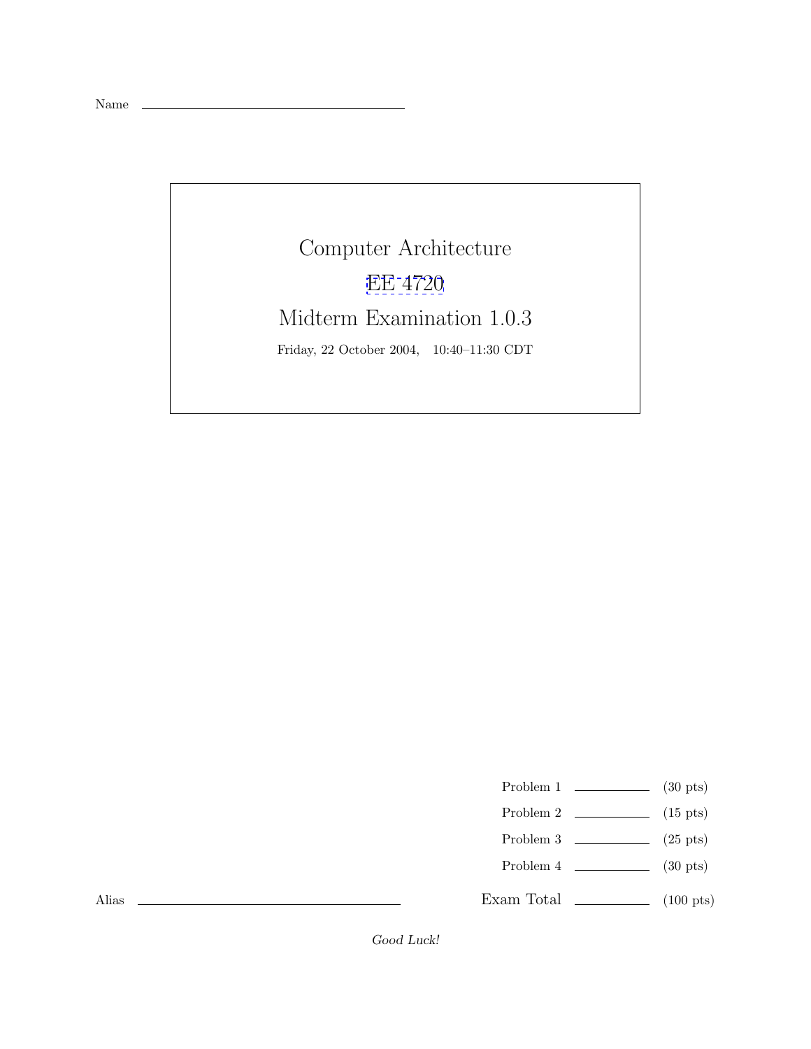Name ______________________________

# Computer Architecture

## EE 4720

## Midterm Examination 1.0.3

Friday, 22 October 2004, 10:40–11:30 CDT

| | | |
|---|---|---|
| Problem 1 | ________ | (30 pts) |
| Problem 2 | ________ | (15 pts) |
| Problem 3 | ________ | (25 pts) |
| Problem 4 | ________ | (30 pts) |
| Exam Total | ________ | (100 pts) |

Alias ______________________________

*Good Luck!*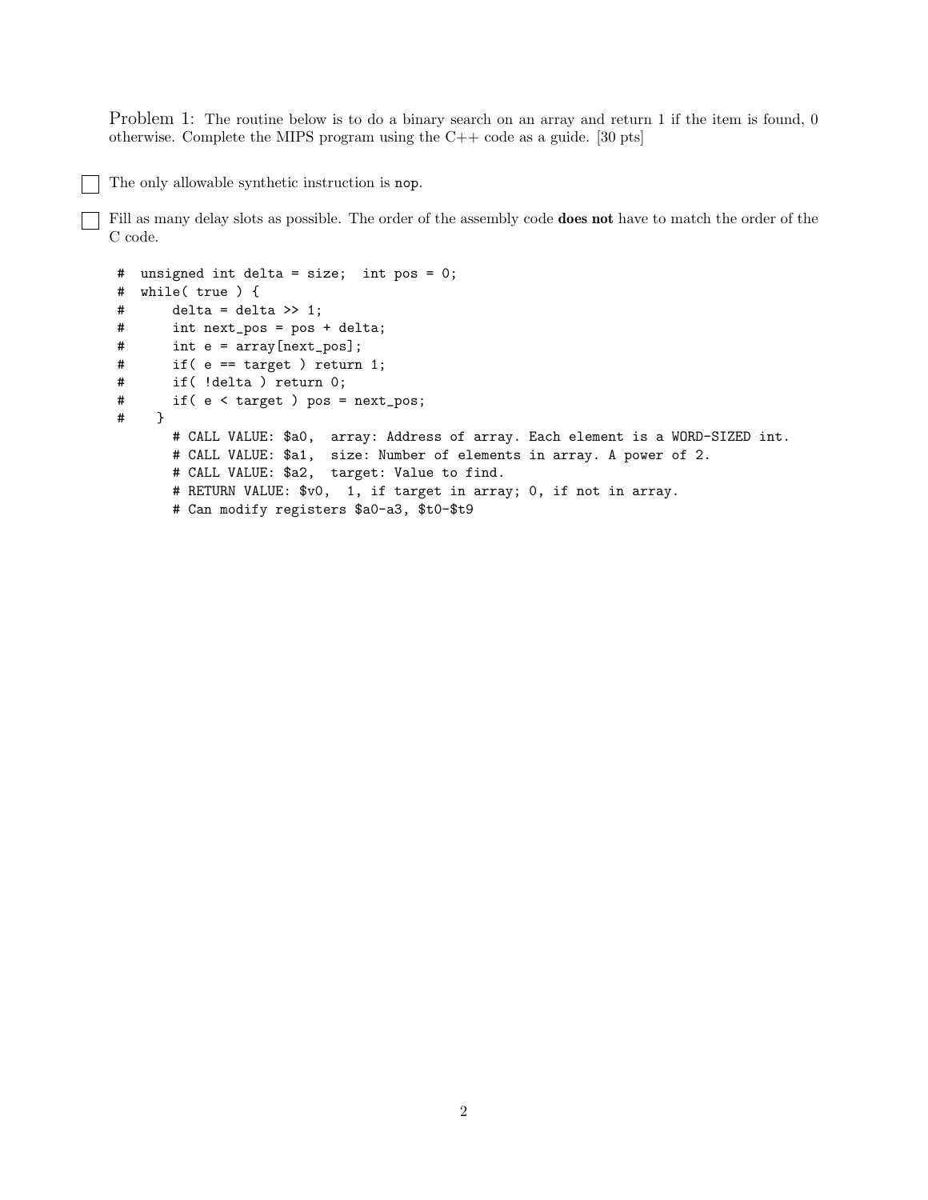Problem 1: The routine below is to do a binary search on an array and return 1 if the item is found, 0 otherwise. Complete the MIPS program using the C++ code as a guide. [30 pts]

☐ The only allowable synthetic instruction is `nop`.

☐ Fill as many delay slots as possible. The order of the assembly code **does not** have to match the order of the C code.

```
#  unsigned int delta = size;  int pos = 0;
#  while( true ) {
#      delta = delta >> 1;
#      int next_pos = pos + delta;
#      int e = array[next_pos];
#      if( e == target ) return 1;
#      if( !delta ) return 0;
#      if( e < target ) pos = next_pos;
#    }
        # CALL VALUE: $a0,  array: Address of array. Each element is a WORD-SIZED int.
        # CALL VALUE: $a1,  size: Number of elements in array. A power of 2.
        # CALL VALUE: $a2,  target: Value to find.
        # RETURN VALUE: $v0,  1, if target in array; 0, if not in array.
        # Can modify registers $a0-a3, $t0-$t9
```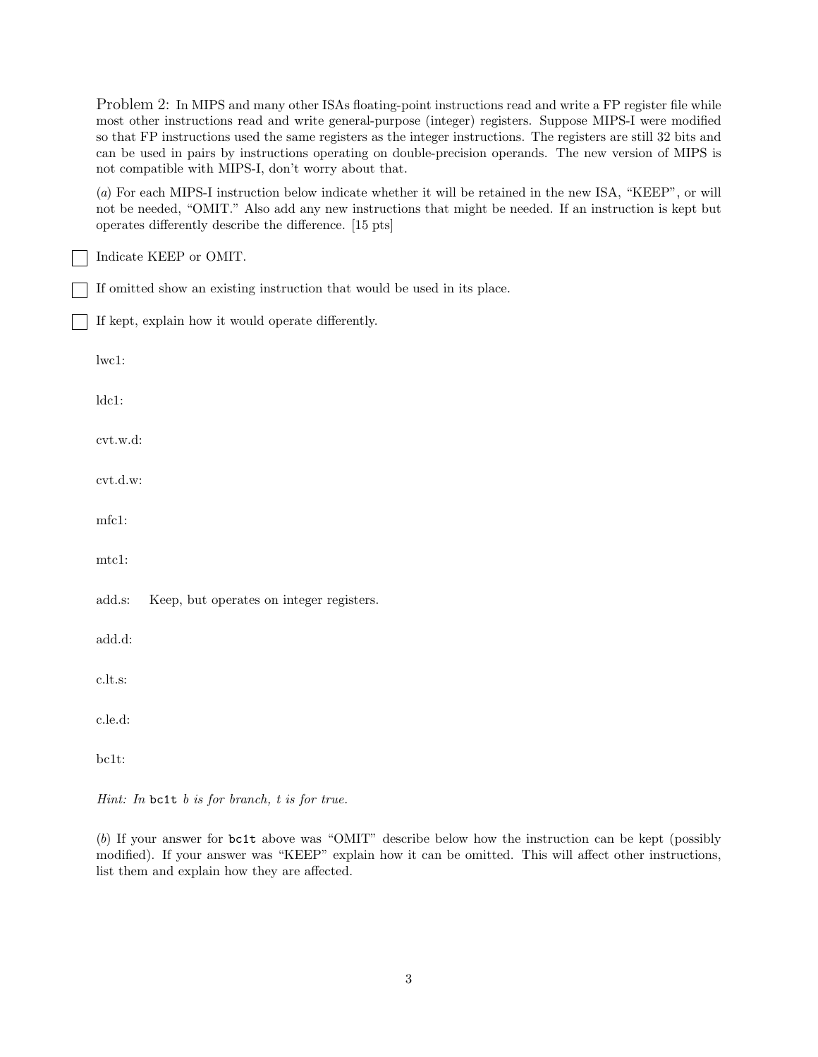Problem 2: In MIPS and many other ISAs floating-point instructions read and write a FP register file while most other instructions read and write general-purpose (integer) registers. Suppose MIPS-I were modified so that FP instructions used the same registers as the integer instructions. The registers are still 32 bits and can be used in pairs by instructions operating on double-precision operands. The new version of MIPS is not compatible with MIPS-I, don't worry about that.

(*a*) For each MIPS-I instruction below indicate whether it will be retained in the new ISA, "KEEP", or will not be needed, "OMIT." Also add any new instructions that might be needed. If an instruction is kept but operates differently describe the difference. [15 pts]

- ☐ Indicate KEEP or OMIT.
- ☐ If omitted show an existing instruction that would be used in its place.
- ☐ If kept, explain how it would operate differently.

lwc1:

ldc1:

cvt.w.d:

cvt.d.w:

mfc1:

mtc1:

add.s: Keep, but operates on integer registers.

add.d:

c.lt.s:

c.le.d:

bc1t:

*Hint: In* `bc1t` *b is for branch, t is for true.*

(*b*) If your answer for `bc1t` above was "OMIT" describe below how the instruction can be kept (possibly modified). If your answer was "KEEP" explain how it can be omitted. This will affect other instructions, list them and explain how they are affected.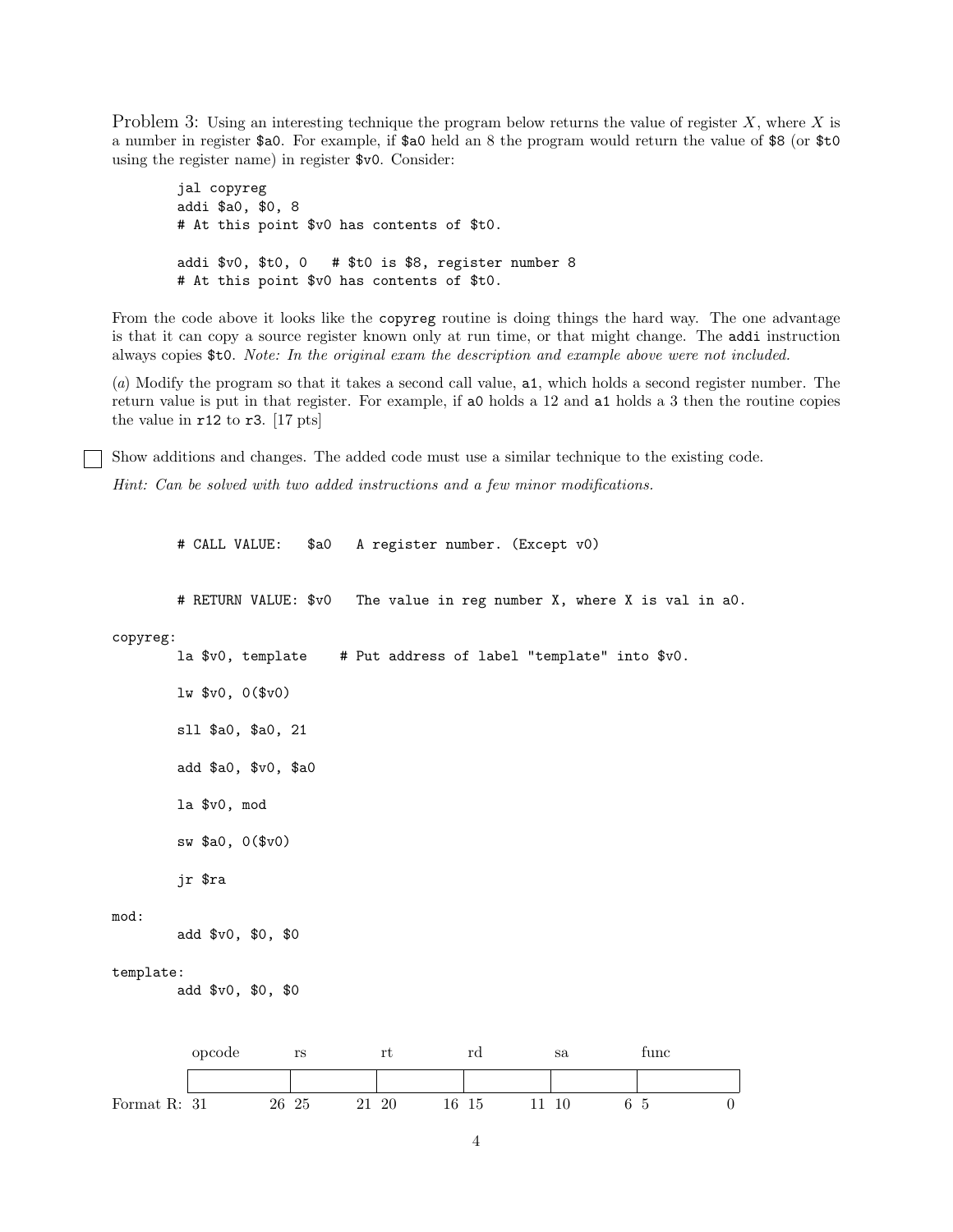Problem 3: Using an interesting technique the program below returns the value of register $X$, where $X$ is a number in register `$a0`. For example, if `$a0` held an 8 the program would return the value of `$8` (or `$t0` using the register name) in register `$v0`. Consider:

```
jal copyreg
addi $a0, $0, 8
# At this point $v0 has contents of $t0.

addi $v0, $t0, 0   # $t0 is $8, register number 8
# At this point $v0 has contents of $t0.
```

From the code above it looks like the `copyreg` routine is doing things the hard way. The one advantage is that it can copy a source register known only at run time, or that might change. The `addi` instruction always copies `$t0`. *Note: In the original exam the description and example above were not included.*

(*a*) Modify the program so that it takes a second call value, `a1`, which holds a second register number. The return value is put in that register. For example, if `a0` holds a 12 and `a1` holds a 3 then the routine copies the value in `r12` to `r3`. [17 pts]

☐ Show additions and changes. The added code must use a similar technique to the existing code.

*Hint: Can be solved with two added instructions and a few minor modifications.*

```
        # CALL VALUE:   $a0   A register number. (Except v0)

        # RETURN VALUE: $v0   The value in reg number X, where X is val in a0.

copyreg:
        la $v0, template    # Put address of label "template" into $v0.

        lw $v0, 0($v0)

        sll $a0, $a0, 21

        add $a0, $v0, $a0

        la $v0, mod

        sw $a0, 0($v0)

        jr $ra

mod:
        add $v0, $0, $0

template:
        add $v0, $0, $0
```

| | opcode | rs | rt | rd | sa | func |
|---|---|---|---|---|---|---|
| Format R: | 31 26 | 25 21 | 20 16 | 15 11 | 10 6 | 5 0 |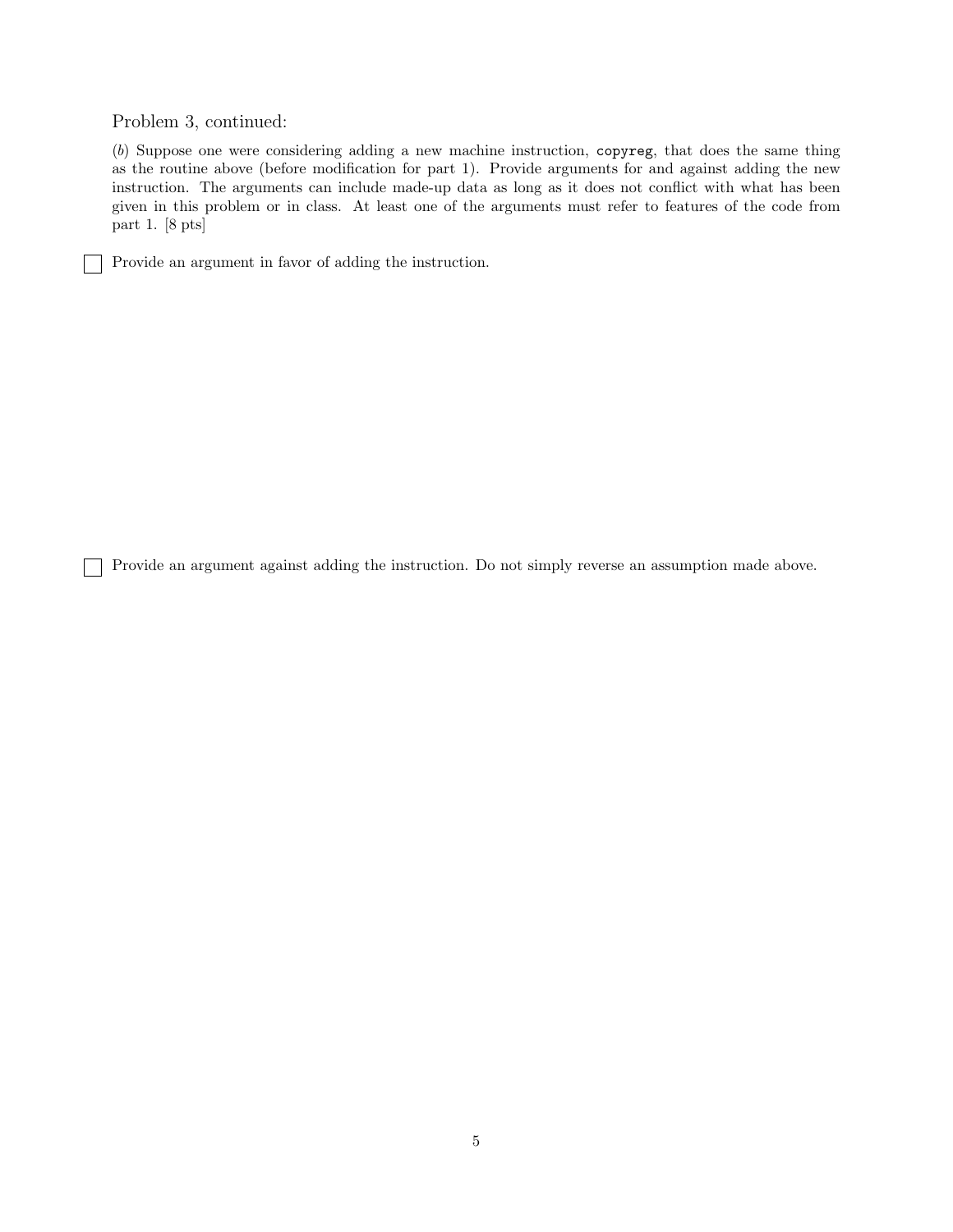Problem 3, continued:

(*b*) Suppose one were considering adding a new machine instruction, `copyreg`, that does the same thing as the routine above (before modification for part 1). Provide arguments for and against adding the new instruction. The arguments can include made-up data as long as it does not conflict with what has been given in this problem or in class. At least one of the arguments must refer to features of the code from part 1. [8 pts]

☐ Provide an argument in favor of adding the instruction.

☐ Provide an argument against adding the instruction. Do not simply reverse an assumption made above.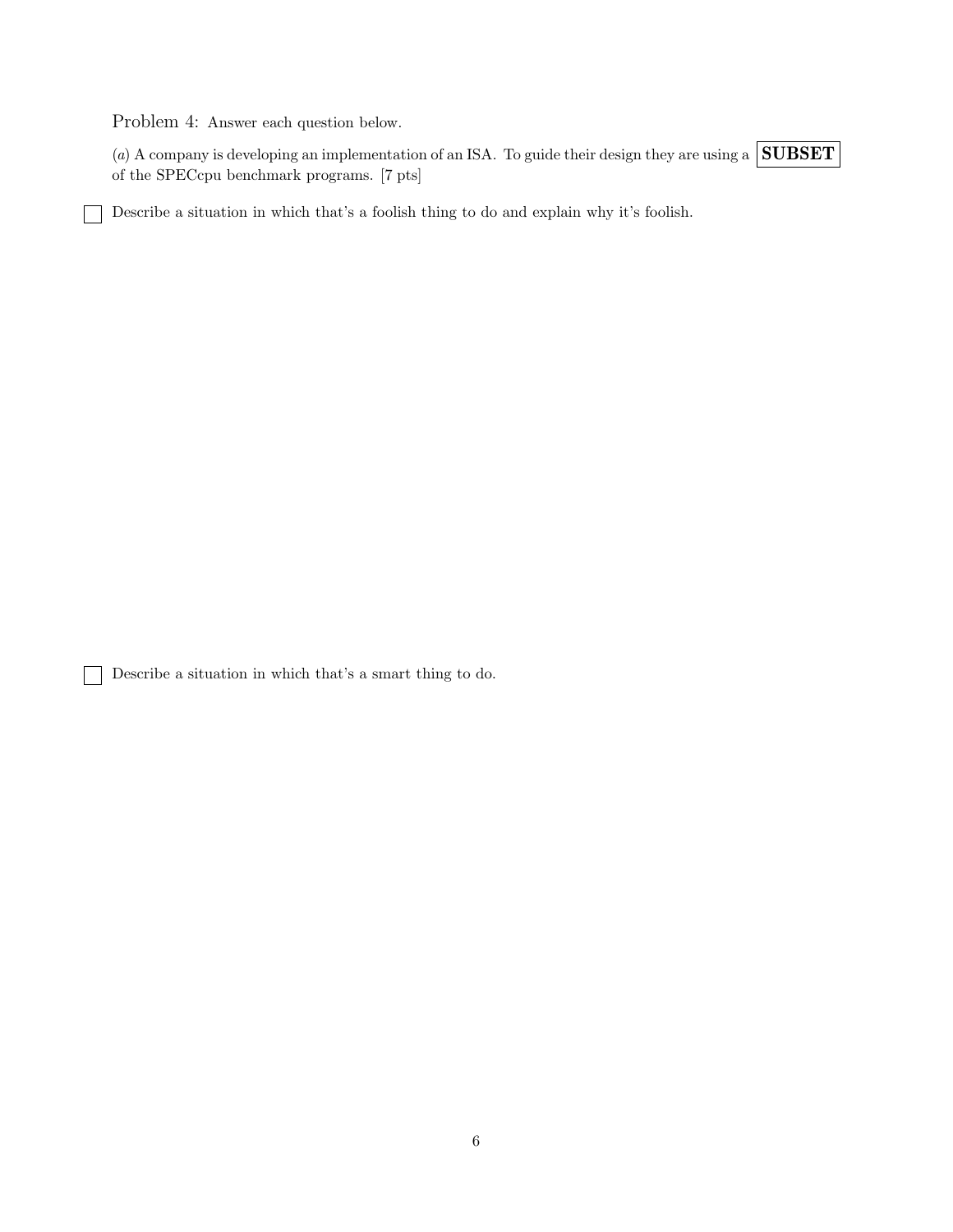Problem 4: Answer each question below.

(*a*) A company is developing an implementation of an ISA. To guide their design they are using a **SUBSET** of the SPECcpu benchmark programs. [7 pts]

☐ Describe a situation in which that's a foolish thing to do and explain why it's foolish.

☐ Describe a situation in which that's a smart thing to do.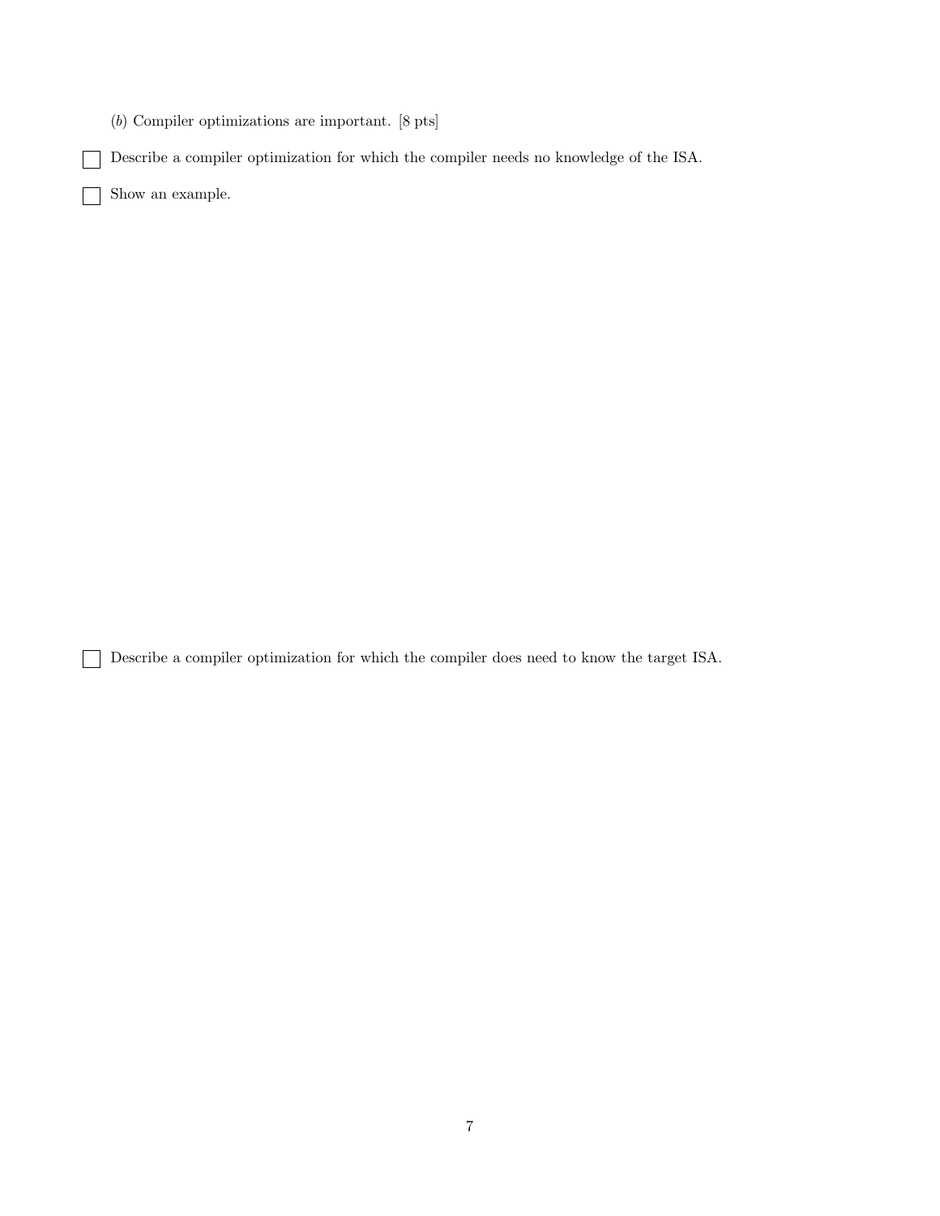(*b*) Compiler optimizations are important. [8 pts]

- [ ] Describe a compiler optimization for which the compiler needs no knowledge of the ISA.

- [ ] Show an example.

- [ ] Describe a compiler optimization for which the compiler does need to know the target ISA.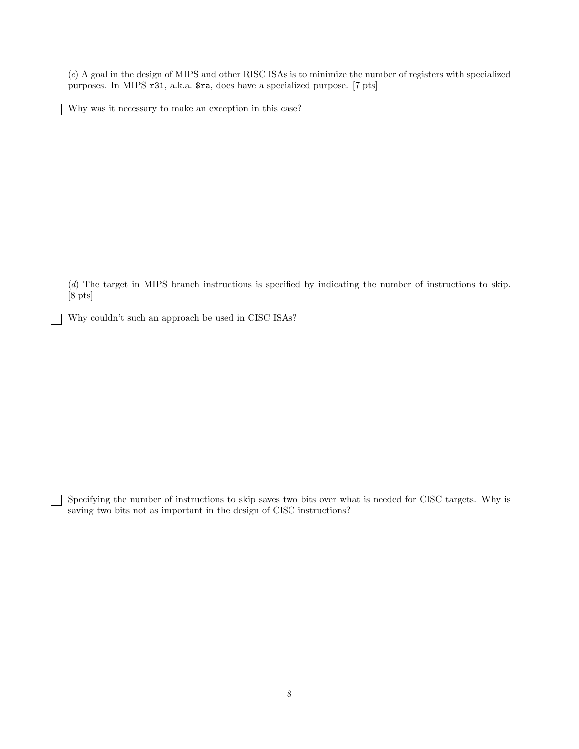(*c*) A goal in the design of MIPS and other RISC ISAs is to minimize the number of registers with specialized purposes. In MIPS `r31`, a.k.a. `$ra`, does have a specialized purpose. [7 pts]

☐ Why was it necessary to make an exception in this case?

(*d*) The target in MIPS branch instructions is specified by indicating the number of instructions to skip. [8 pts]

☐ Why couldn't such an approach be used in CISC ISAs?

☐ Specifying the number of instructions to skip saves two bits over what is needed for CISC targets. Why is saving two bits not as important in the design of CISC instructions?